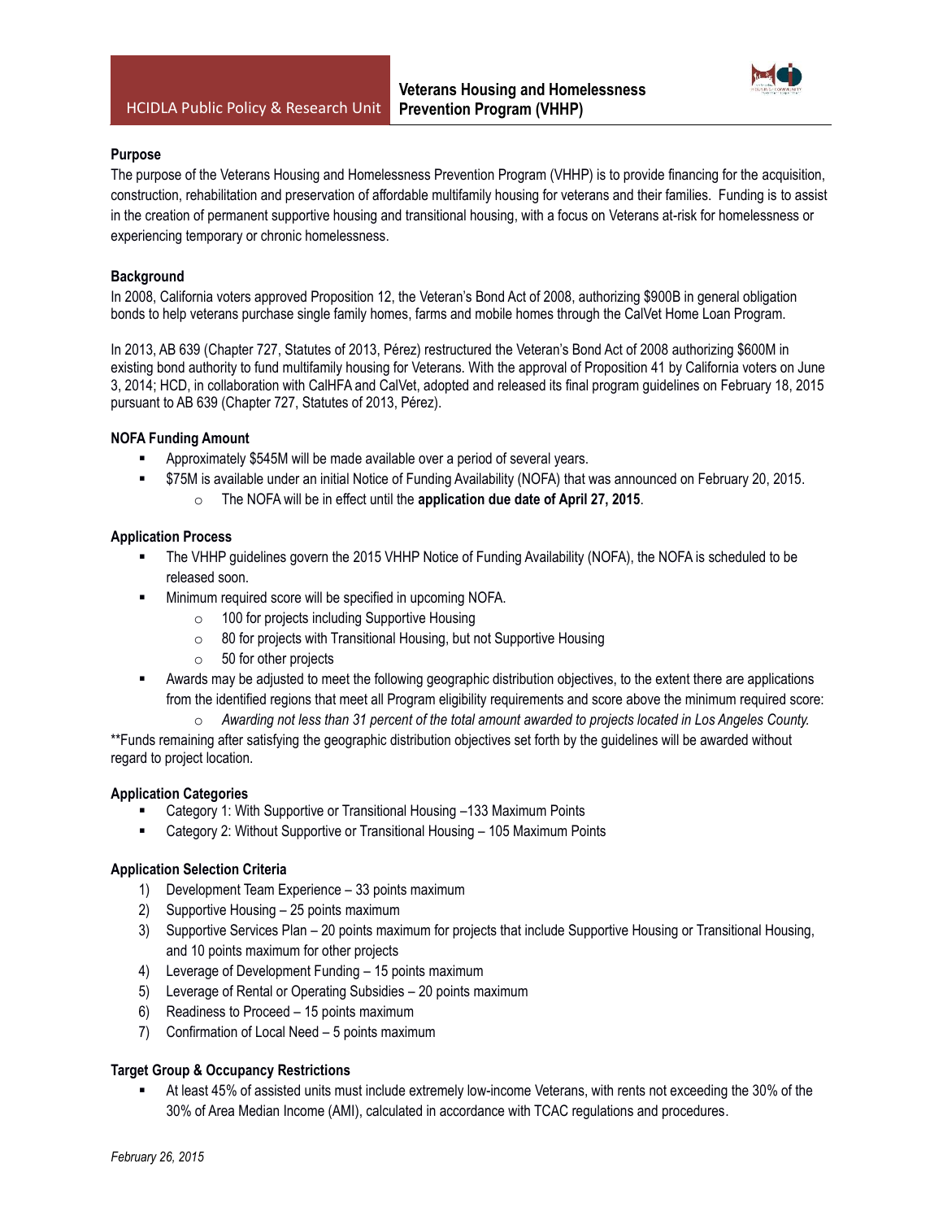HCIDLA Public Policy & Research Unit

# Veterans Housing and Homelessness Prevention Program (VHHP)

**Purpose**

The purpose of the Veterans Housing and Homelessness Prevention Program (VHHP) is to provide financing for the acquisition, construction, rehabilitation and preservation of affordable multifamily housing for veterans and their families. Funding is to assist in the creation of permanent supportive housing and transitional housing, with a focus on Veterans at-risk for homelessness or experiencing temporary or chronic homelessness.

**Background**

In 2008, California voters approved Proposition 12, the Veteran's Bond Act of 2008, authorizing $900B in general obligation bonds to help veterans purchase single family homes, farms and mobile homes through the CalVet Home Loan Program.

In 2013, AB 639 (Chapter 727, Statutes of 2013, Pérez) restructured the Veteran's Bond Act of 2008 authorizing $600M in existing bond authority to fund multifamily housing for Veterans. With the approval of Proposition 41 by California voters on June 3, 2014; HCD, in collaboration with CalHFA and CalVet, adopted and released its final program guidelines on February 18, 2015 pursuant to AB 639 (Chapter 727, Statutes of 2013, Pérez).

**NOFA Funding Amount**

- Approximately $545M will be made available over a period of several years.
- $75M is available under an initial Notice of Funding Availability (NOFA) that was announced on February 20, 2015.
  - The NOFA will be in effect until the **application due date of April 27, 2015**.

**Application Process**

- The VHHP guidelines govern the 2015 VHHP Notice of Funding Availability (NOFA), the NOFA is scheduled to be released soon.
- Minimum required score will be specified in upcoming NOFA.
  - 100 for projects including Supportive Housing
  - 80 for projects with Transitional Housing, but not Supportive Housing
  - 50 for other projects
- Awards may be adjusted to meet the following geographic distribution objectives, to the extent there are applications from the identified regions that meet all Program eligibility requirements and score above the minimum required score:
  - *Awarding not less than 31 percent of the total amount awarded to projects located in Los Angeles County.*

**Funds remaining after satisfying the geographic distribution objectives set forth by the guidelines will be awarded without regard to project location.

**Application Categories**

- Category 1: With Supportive or Transitional Housing –133 Maximum Points
- Category 2: Without Supportive or Transitional Housing – 105 Maximum Points

**Application Selection Criteria**

1) Development Team Experience – 33 points maximum
2) Supportive Housing – 25 points maximum
3) Supportive Services Plan – 20 points maximum for projects that include Supportive Housing or Transitional Housing, and 10 points maximum for other projects
4) Leverage of Development Funding – 15 points maximum
5) Leverage of Rental or Operating Subsidies – 20 points maximum
6) Readiness to Proceed – 15 points maximum
7) Confirmation of Local Need – 5 points maximum

**Target Group & Occupancy Restrictions**

- At least 45% of assisted units must include extremely low-income Veterans, with rents not exceeding the 30% of the 30% of Area Median Income (AMI), calculated in accordance with TCAC regulations and procedures.

*February 26, 2015*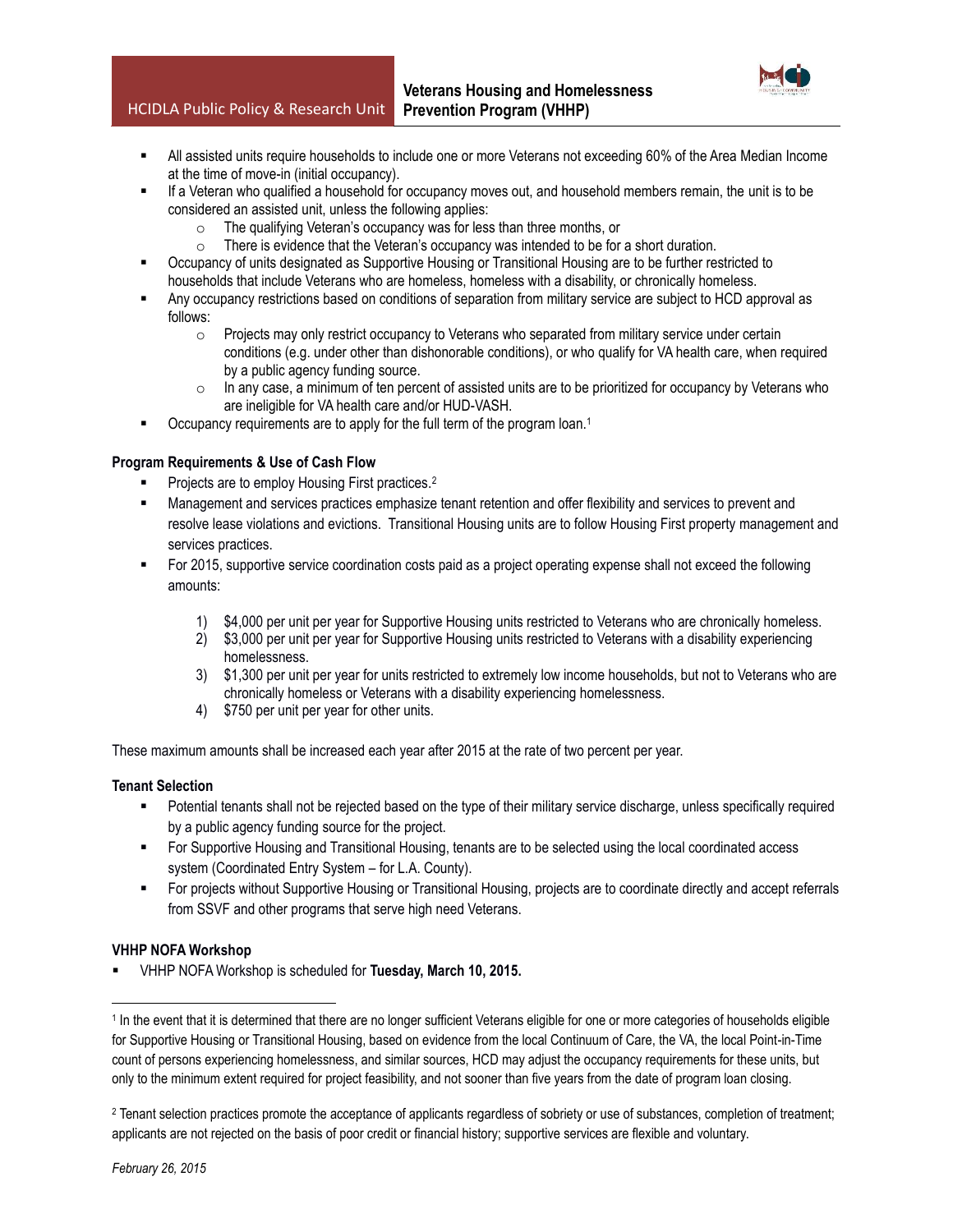- All assisted units require households to include one or more Veterans not exceeding 60% of the Area Median Income at the time of move-in (initial occupancy).
- If a Veteran who qualified a household for occupancy moves out, and household members remain, the unit is to be considered an assisted unit, unless the following applies:
  - The qualifying Veteran's occupancy was for less than three months, or
  - There is evidence that the Veteran's occupancy was intended to be for a short duration.
- Occupancy of units designated as Supportive Housing or Transitional Housing are to be further restricted to households that include Veterans who are homeless, homeless with a disability, or chronically homeless.
- Any occupancy restrictions based on conditions of separation from military service are subject to HCD approval as follows:
  - Projects may only restrict occupancy to Veterans who separated from military service under certain conditions (e.g. under other than dishonorable conditions), or who qualify for VA health care, when required by a public agency funding source.
  - In any case, a minimum of ten percent of assisted units are to be prioritized for occupancy by Veterans who are ineligible for VA health care and/or HUD-VASH.
- Occupancy requirements are to apply for the full term of the program loan.[1]

**Program Requirements & Use of Cash Flow**

- Projects are to employ Housing First practices.[2]
- Management and services practices emphasize tenant retention and offer flexibility and services to prevent and resolve lease violations and evictions. Transitional Housing units are to follow Housing First property management and services practices.
- For 2015, supportive service coordination costs paid as a project operating expense shall not exceed the following amounts:

  1) $4,000 per unit per year for Supportive Housing units restricted to Veterans who are chronically homeless.
  2) $3,000 per unit per year for Supportive Housing units restricted to Veterans with a disability experiencing homelessness.
  3) $1,300 per unit per year for units restricted to extremely low income households, but not to Veterans who are chronically homeless or Veterans with a disability experiencing homelessness.
  4) $750 per unit per year for other units.

These maximum amounts shall be increased each year after 2015 at the rate of two percent per year.

**Tenant Selection**

- Potential tenants shall not be rejected based on the type of their military service discharge, unless specifically required by a public agency funding source for the project.
- For Supportive Housing and Transitional Housing, tenants are to be selected using the local coordinated access system (Coordinated Entry System – for L.A. County).
- For projects without Supportive Housing or Transitional Housing, projects are to coordinate directly and accept referrals from SSVF and other programs that serve high need Veterans.

**VHHP NOFA Workshop**

- VHHP NOFA Workshop is scheduled for **Tuesday, March 10, 2015.**

---

[1] In the event that it is determined that there are no longer sufficient Veterans eligible for one or more categories of households eligible for Supportive Housing or Transitional Housing, based on evidence from the local Continuum of Care, the VA, the local Point-in-Time count of persons experiencing homelessness, and similar sources, HCD may adjust the occupancy requirements for these units, but only to the minimum extent required for project feasibility, and not sooner than five years from the date of program loan closing.

[2] Tenant selection practices promote the acceptance of applicants regardless of sobriety or use of substances, completion of treatment; applicants are not rejected on the basis of poor credit or financial history; supportive services are flexible and voluntary.

*February 26, 2015*